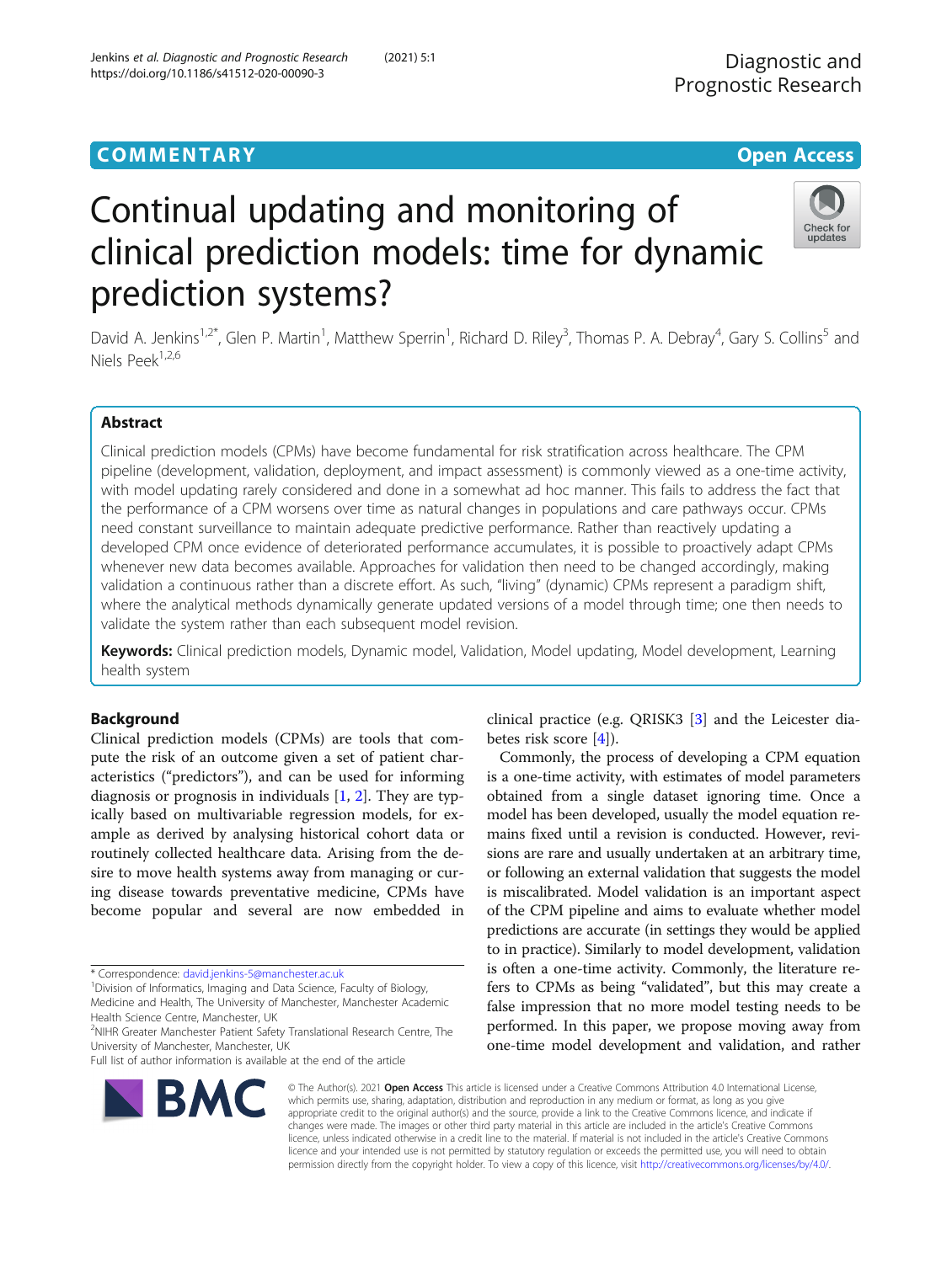COMMENTARY

Open Access

# Continual updating and monitoring of clinical prediction models: time for dynamic prediction systems?

David A. Jenkins[1,2*], Glen P. Martin[1], Matthew Sperrin[1], Richard D. Riley[3], Thomas P. A. Debray[4], Gary S. Collins[5] and Niels Peek[1,2,6]

## Abstract

Clinical prediction models (CPMs) have become fundamental for risk stratification across healthcare. The CPM pipeline (development, validation, deployment, and impact assessment) is commonly viewed as a one-time activity, with model updating rarely considered and done in a somewhat ad hoc manner. This fails to address the fact that the performance of a CPM worsens over time as natural changes in populations and care pathways occur. CPMs need constant surveillance to maintain adequate predictive performance. Rather than reactively updating a developed CPM once evidence of deteriorated performance accumulates, it is possible to proactively adapt CPMs whenever new data becomes available. Approaches for validation then need to be changed accordingly, making validation a continuous rather than a discrete effort. As such, "living" (dynamic) CPMs represent a paradigm shift, where the analytical methods dynamically generate updated versions of a model through time; one then needs to validate the system rather than each subsequent model revision.

**Keywords:** Clinical prediction models, Dynamic model, Validation, Model updating, Model development, Learning health system

## Background

Clinical prediction models (CPMs) are tools that compute the risk of an outcome given a set of patient characteristics ("predictors"), and can be used for informing diagnosis or prognosis in individuals [1, 2]. They are typically based on multivariable regression models, for example as derived by analysing historical cohort data or routinely collected healthcare data. Arising from the desire to move health systems away from managing or curing disease towards preventative medicine, CPMs have become popular and several are now embedded in clinical practice (e.g. QRISK3 [3] and the Leicester diabetes risk score [4]).

Commonly, the process of developing a CPM equation is a one-time activity, with estimates of model parameters obtained from a single dataset ignoring time. Once a model has been developed, usually the model equation remains fixed until a revision is conducted. However, revisions are rare and usually undertaken at an arbitrary time, or following an external validation that suggests the model is miscalibrated. Model validation is an important aspect of the CPM pipeline and aims to evaluate whether model predictions are accurate (in settings they would be applied to in practice). Similarly to model development, validation is often a one-time activity. Commonly, the literature refers to CPMs as being "validated", but this may create a false impression that no more model testing needs to be performed. In this paper, we propose moving away from one-time model development and validation, and rather

\* Correspondence: david.jenkins-5@manchester.ac.uk
[1]Division of Informatics, Imaging and Data Science, Faculty of Biology, Medicine and Health, The University of Manchester, Manchester Academic Health Science Centre, Manchester, UK
[2]NIHR Greater Manchester Patient Safety Translational Research Centre, The University of Manchester, Manchester, UK
Full list of author information is available at the end of the article

© The Author(s). 2021 **Open Access** This article is licensed under a Creative Commons Attribution 4.0 International License, which permits use, sharing, adaptation, distribution and reproduction in any medium or format, as long as you give appropriate credit to the original author(s) and the source, provide a link to the Creative Commons licence, and indicate if changes were made. The images or other third party material in this article are included in the article's Creative Commons licence, unless indicated otherwise in a credit line to the material. If material is not included in the article's Creative Commons licence and your intended use is not permitted by statutory regulation or exceeds the permitted use, you will need to obtain permission directly from the copyright holder. To view a copy of this licence, visit http://creativecommons.org/licenses/by/4.0/.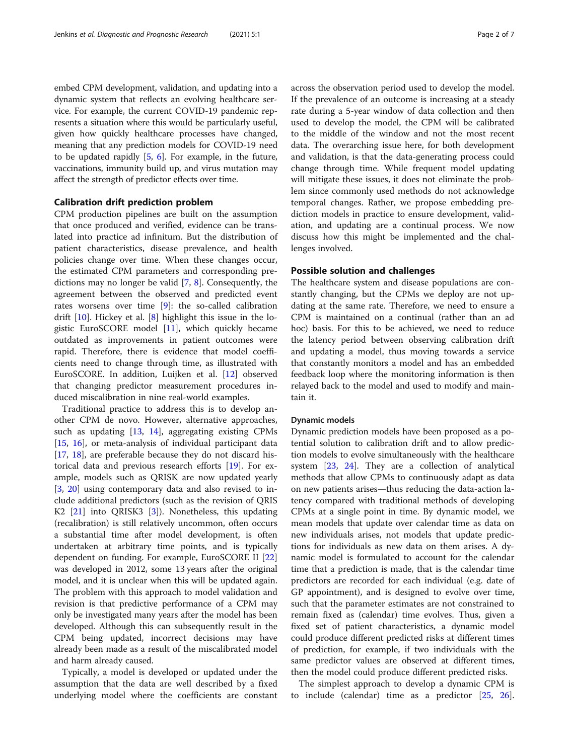embed CPM development, validation, and updating into a dynamic system that reflects an evolving healthcare service. For example, the current COVID-19 pandemic represents a situation where this would be particularly useful, given how quickly healthcare processes have changed, meaning that any prediction models for COVID-19 need to be updated rapidly [5, 6]. For example, in the future, vaccinations, immunity build up, and virus mutation may affect the strength of predictor effects over time.

## Calibration drift prediction problem

CPM production pipelines are built on the assumption that once produced and verified, evidence can be translated into practice ad infinitum. But the distribution of patient characteristics, disease prevalence, and health policies change over time. When these changes occur, the estimated CPM parameters and corresponding predictions may no longer be valid [7, 8]. Consequently, the agreement between the observed and predicted event rates worsens over time [9]: the so-called calibration drift [10]. Hickey et al. [8] highlight this issue in the logistic EuroSCORE model [11], which quickly became outdated as improvements in patient outcomes were rapid. Therefore, there is evidence that model coefficients need to change through time, as illustrated with EuroSCORE. In addition, Luijken et al. [12] observed that changing predictor measurement procedures induced miscalibration in nine real-world examples.

Traditional practice to address this is to develop another CPM de novo. However, alternative approaches, such as updating [13, 14], aggregating existing CPMs [15, 16], or meta-analysis of individual participant data [17, 18], are preferable because they do not discard historical data and previous research efforts [19]. For example, models such as QRISK are now updated yearly [3, 20] using contemporary data and also revised to include additional predictors (such as the revision of QRISK2 [21] into QRISK3 [3]). Nonetheless, this updating (recalibration) is still relatively uncommon, often occurs a substantial time after model development, is often undertaken at arbitrary time points, and is typically dependent on funding. For example, EuroSCORE II [22] was developed in 2012, some 13 years after the original model, and it is unclear when this will be updated again. The problem with this approach to model validation and revision is that predictive performance of a CPM may only be investigated many years after the model has been developed. Although this can subsequently result in the CPM being updated, incorrect decisions may have already been made as a result of the miscalibrated model and harm already caused.

Typically, a model is developed or updated under the assumption that the data are well described by a fixed underlying model where the coefficients are constant across the observation period used to develop the model. If the prevalence of an outcome is increasing at a steady rate during a 5-year window of data collection and then used to develop the model, the CPM will be calibrated to the middle of the window and not the most recent data. The overarching issue here, for both development and validation, is that the data-generating process could change through time. While frequent model updating will mitigate these issues, it does not eliminate the problem since commonly used methods do not acknowledge temporal changes. Rather, we propose embedding prediction models in practice to ensure development, validation, and updating are a continual process. We now discuss how this might be implemented and the challenges involved.

## Possible solution and challenges

The healthcare system and disease populations are constantly changing, but the CPMs we deploy are not updating at the same rate. Therefore, we need to ensure a CPM is maintained on a continual (rather than an ad hoc) basis. For this to be achieved, we need to reduce the latency period between observing calibration drift and updating a model, thus moving towards a service that constantly monitors a model and has an embedded feedback loop where the monitoring information is then relayed back to the model and used to modify and maintain it.

### Dynamic models

Dynamic prediction models have been proposed as a potential solution to calibration drift and to allow prediction models to evolve simultaneously with the healthcare system [23, 24]. They are a collection of analytical methods that allow CPMs to continuously adapt as data on new patients arises—thus reducing the data-action latency compared with traditional methods of developing CPMs at a single point in time. By dynamic model, we mean models that update over calendar time as data on new individuals arises, not models that update predictions for individuals as new data on them arises. A dynamic model is formulated to account for the calendar time that a prediction is made, that is the calendar time predictors are recorded for each individual (e.g. date of GP appointment), and is designed to evolve over time, such that the parameter estimates are not constrained to remain fixed as (calendar) time evolves. Thus, given a fixed set of patient characteristics, a dynamic model could produce different predicted risks at different times of prediction, for example, if two individuals with the same predictor values are observed at different times, then the model could produce different predicted risks.

The simplest approach to develop a dynamic CPM is to include (calendar) time as a predictor [25, 26].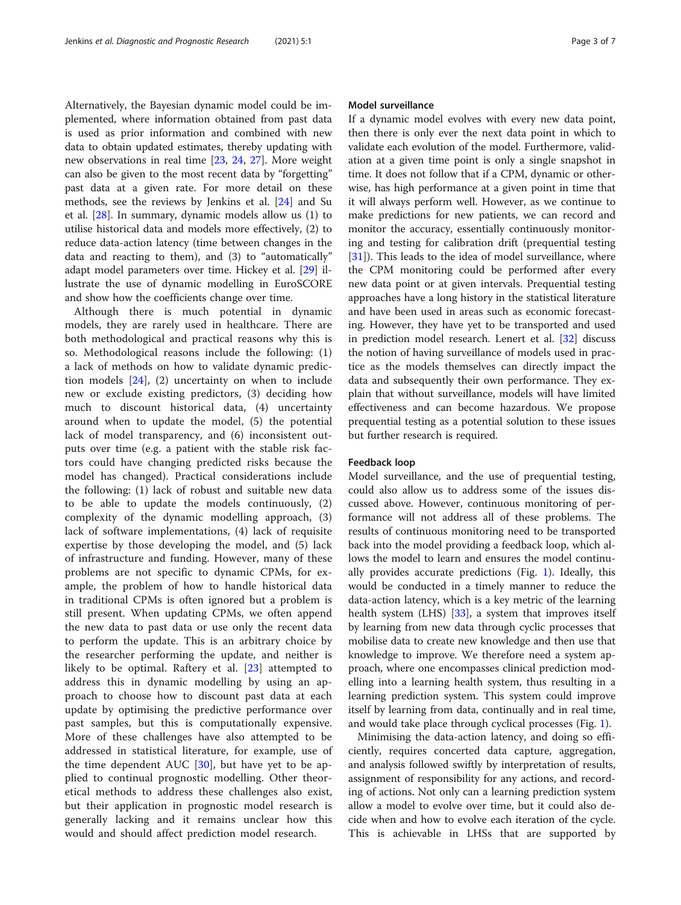Alternatively, the Bayesian dynamic model could be implemented, where information obtained from past data is used as prior information and combined with new data to obtain updated estimates, thereby updating with new observations in real time [23, 24, 27]. More weight can also be given to the most recent data by "forgetting" past data at a given rate. For more detail on these methods, see the reviews by Jenkins et al. [24] and Su et al. [28]. In summary, dynamic models allow us (1) to utilise historical data and models more effectively, (2) to reduce data-action latency (time between changes in the data and reacting to them), and (3) to "automatically" adapt model parameters over time. Hickey et al. [29] illustrate the use of dynamic modelling in EuroSCORE and show how the coefficients change over time.

Although there is much potential in dynamic models, they are rarely used in healthcare. There are both methodological and practical reasons why this is so. Methodological reasons include the following: (1) a lack of methods on how to validate dynamic prediction models [24], (2) uncertainty on when to include new or exclude existing predictors, (3) deciding how much to discount historical data, (4) uncertainty around when to update the model, (5) the potential lack of model transparency, and (6) inconsistent outputs over time (e.g. a patient with the stable risk factors could have changing predicted risks because the model has changed). Practical considerations include the following: (1) lack of robust and suitable new data to be able to update the models continuously, (2) complexity of the dynamic modelling approach, (3) lack of software implementations, (4) lack of requisite expertise by those developing the model, and (5) lack of infrastructure and funding. However, many of these problems are not specific to dynamic CPMs, for example, the problem of how to handle historical data in traditional CPMs is often ignored but a problem is still present. When updating CPMs, we often append the new data to past data or use only the recent data to perform the update. This is an arbitrary choice by the researcher performing the update, and neither is likely to be optimal. Raftery et al. [23] attempted to address this in dynamic modelling by using an approach to choose how to discount past data at each update by optimising the predictive performance over past samples, but this is computationally expensive. More of these challenges have also attempted to be addressed in statistical literature, for example, use of the time dependent AUC [30], but have yet to be applied to continual prognostic modelling. Other theoretical methods to address these challenges also exist, but their application in prognostic model research is generally lacking and it remains unclear how this would and should affect prediction model research.

## Model surveillance

If a dynamic model evolves with every new data point, then there is only ever the next data point in which to validate each evolution of the model. Furthermore, validation at a given time point is only a single snapshot in time. It does not follow that if a CPM, dynamic or otherwise, has high performance at a given point in time that it will always perform well. However, as we continue to make predictions for new patients, we can record and monitor the accuracy, essentially continuously monitoring and testing for calibration drift (prequential testing [31]). This leads to the idea of model surveillance, where the CPM monitoring could be performed after every new data point or at given intervals. Prequential testing approaches have a long history in the statistical literature and have been used in areas such as economic forecasting. However, they have yet to be transported and used in prediction model research. Lenert et al. [32] discuss the notion of having surveillance of models used in practice as the models themselves can directly impact the data and subsequently their own performance. They explain that without surveillance, models will have limited effectiveness and can become hazardous. We propose prequential testing as a potential solution to these issues but further research is required.

## Feedback loop

Model surveillance, and the use of prequential testing, could also allow us to address some of the issues discussed above. However, continuous monitoring of performance will not address all of these problems. The results of continuous monitoring need to be transported back into the model providing a feedback loop, which allows the model to learn and ensures the model continually provides accurate predictions (Fig. 1). Ideally, this would be conducted in a timely manner to reduce the data-action latency, which is a key metric of the learning health system (LHS) [33], a system that improves itself by learning from new data through cyclic processes that mobilise data to create new knowledge and then use that knowledge to improve. We therefore need a system approach, where one encompasses clinical prediction modelling into a learning health system, thus resulting in a learning prediction system. This system could improve itself by learning from data, continually and in real time, and would take place through cyclical processes (Fig. 1).

Minimising the data-action latency, and doing so efficiently, requires concerted data capture, aggregation, and analysis followed swiftly by interpretation of results, assignment of responsibility for any actions, and recording of actions. Not only can a learning prediction system allow a model to evolve over time, but it could also decide when and how to evolve each iteration of the cycle. This is achievable in LHSs that are supported by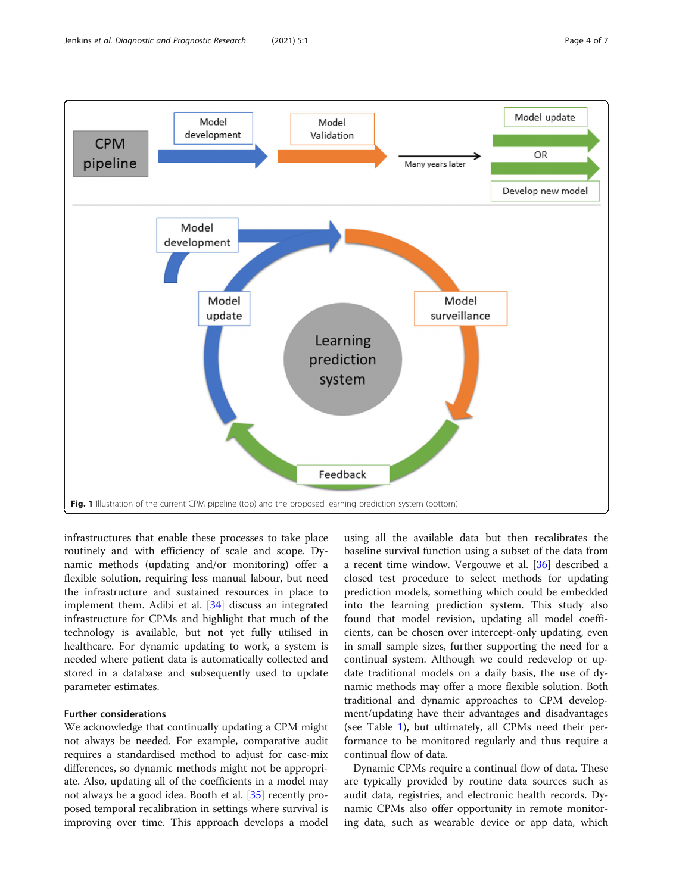Fig. 1 Illustration of the current CPM pipeline (top) and the proposed learning prediction system (bottom)

infrastructures that enable these processes to take place routinely and with efficiency of scale and scope. Dynamic methods (updating and/or monitoring) offer a flexible solution, requiring less manual labour, but need the infrastructure and sustained resources in place to implement them. Adibi et al. [34] discuss an integrated infrastructure for CPMs and highlight that much of the technology is available, but not yet fully utilised in healthcare. For dynamic updating to work, a system is needed where patient data is automatically collected and stored in a database and subsequently used to update parameter estimates.

## Further considerations

We acknowledge that continually updating a CPM might not always be needed. For example, comparative audit requires a standardised method to adjust for case-mix differences, so dynamic methods might not be appropriate. Also, updating all of the coefficients in a model may not always be a good idea. Booth et al. [35] recently proposed temporal recalibration in settings where survival is improving over time. This approach develops a model using all the available data but then recalibrates the baseline survival function using a subset of the data from a recent time window. Vergouwe et al. [36] described a closed test procedure to select methods for updating prediction models, something which could be embedded into the learning prediction system. This study also found that model revision, updating all model coefficients, can be chosen over intercept-only updating, even in small sample sizes, further supporting the need for a continual system. Although we could redevelop or update traditional models on a daily basis, the use of dynamic methods may offer a more flexible solution. Both traditional and dynamic approaches to CPM development/updating have their advantages and disadvantages (see Table 1), but ultimately, all CPMs need their performance to be monitored regularly and thus require a continual flow of data.

Dynamic CPMs require a continual flow of data. These are typically provided by routine data sources such as audit data, registries, and electronic health records. Dynamic CPMs also offer opportunity in remote monitoring data, such as wearable device or app data, which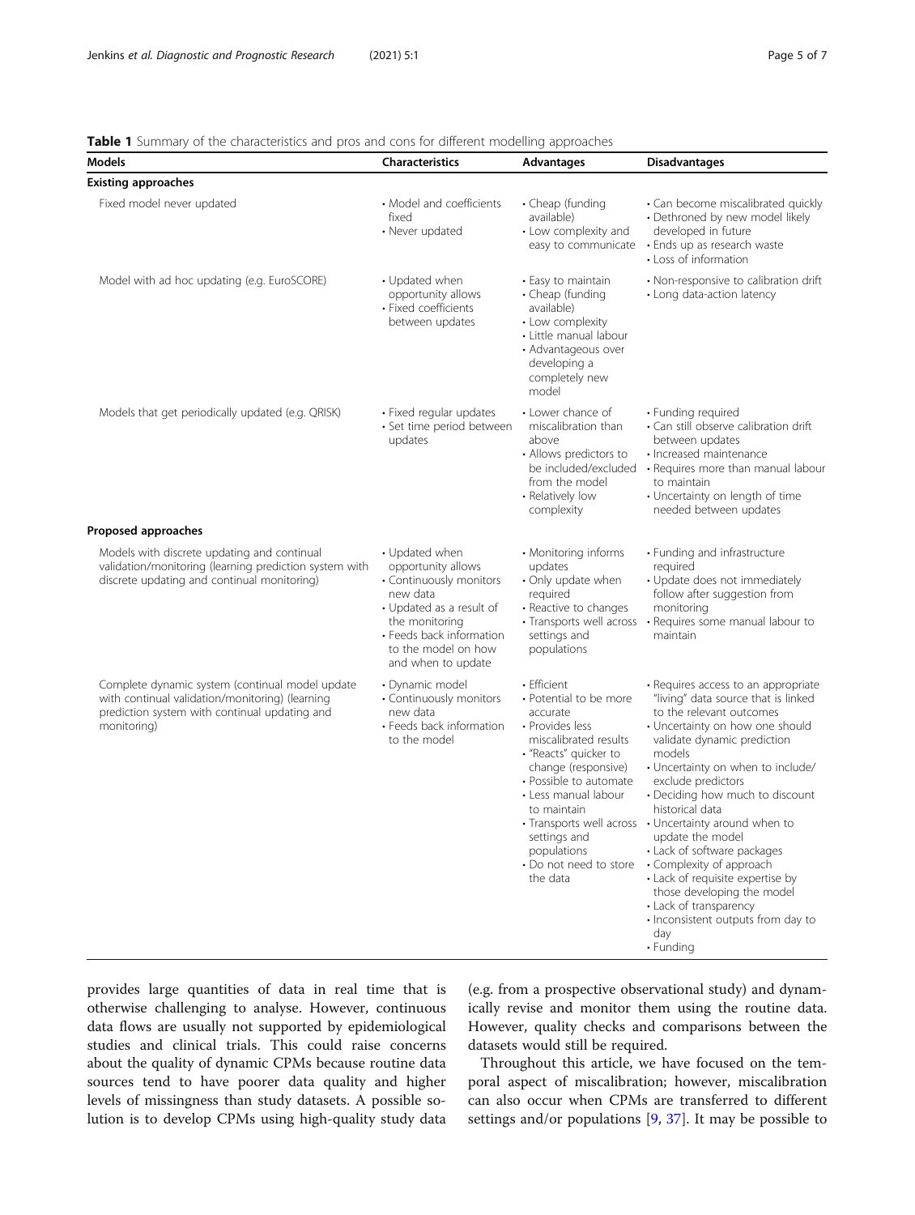**Table 1** Summary of the characteristics and pros and cons for different modelling approaches

| Models | Characteristics | Advantages | Disadvantages |
|---|---|---|---|
| **Existing approaches** | | | |
| Fixed model never updated | • Model and coefficients fixed<br>• Never updated | • Cheap (funding available)<br>• Low complexity and easy to communicate | • Can become miscalibrated quickly<br>• Dethroned by new model likely developed in future<br>• Ends up as research waste<br>• Loss of information |
| Model with ad hoc updating (e.g. EuroSCORE) | • Updated when opportunity allows<br>• Fixed coefficients between updates | • Easy to maintain<br>• Cheap (funding available)<br>• Low complexity<br>• Little manual labour<br>• Advantageous over developing a completely new model | • Non-responsive to calibration drift<br>• Long data-action latency |
| Models that get periodically updated (e.g. QRISK) | • Fixed regular updates<br>• Set time period between updates | • Lower chance of miscalibration than above<br>• Allows predictors to be included/excluded from the model<br>• Relatively low complexity | • Funding required<br>• Can still observe calibration drift between updates<br>• Increased maintenance<br>• Requires more than manual labour to maintain<br>• Uncertainty on length of time needed between updates |
| **Proposed approaches** | | | |
| Models with discrete updating and continual validation/monitoring (learning prediction system with discrete updating and continual monitoring) | • Updated when opportunity allows<br>• Continuously monitors new data<br>• Updated as a result of the monitoring<br>• Feeds back information to the model on how and when to update | • Monitoring informs updates<br>• Only update when required<br>• Reactive to changes<br>• Transports well across settings and populations | • Funding and infrastructure required<br>• Update does not immediately follow after suggestion from monitoring<br>• Requires some manual labour to maintain |
| Complete dynamic system (continual model update with continual validation/monitoring) (learning prediction system with continual updating and monitoring) | • Dynamic model<br>• Continuously monitors new data<br>• Feeds back information to the model | • Efficient<br>• Potential to be more accurate<br>• Provides less miscalibrated results<br>• "Reacts" quicker to change (responsive)<br>• Possible to automate<br>• Less manual labour to maintain<br>• Transports well across settings and populations<br>• Do not need to store the data | • Requires access to an appropriate "living" data source that is linked to the relevant outcomes<br>• Uncertainty on how one should validate dynamic prediction models<br>• Uncertainty on when to include/exclude predictors<br>• Deciding how much to discount historical data<br>• Uncertainty around when to update the model<br>• Lack of software packages<br>• Complexity of approach<br>• Lack of requisite expertise by those developing the model<br>• Lack of transparency<br>• Inconsistent outputs from day to day<br>• Funding |

provides large quantities of data in real time that is otherwise challenging to analyse. However, continuous data flows are usually not supported by epidemiological studies and clinical trials. This could raise concerns about the quality of dynamic CPMs because routine data sources tend to have poorer data quality and higher levels of missingness than study datasets. A possible solution is to develop CPMs using high-quality study data (e.g. from a prospective observational study) and dynamically revise and monitor them using the routine data. However, quality checks and comparisons between the datasets would still be required.

Throughout this article, we have focused on the temporal aspect of miscalibration; however, miscalibration can also occur when CPMs are transferred to different settings and/or populations [9, 37]. It may be possible to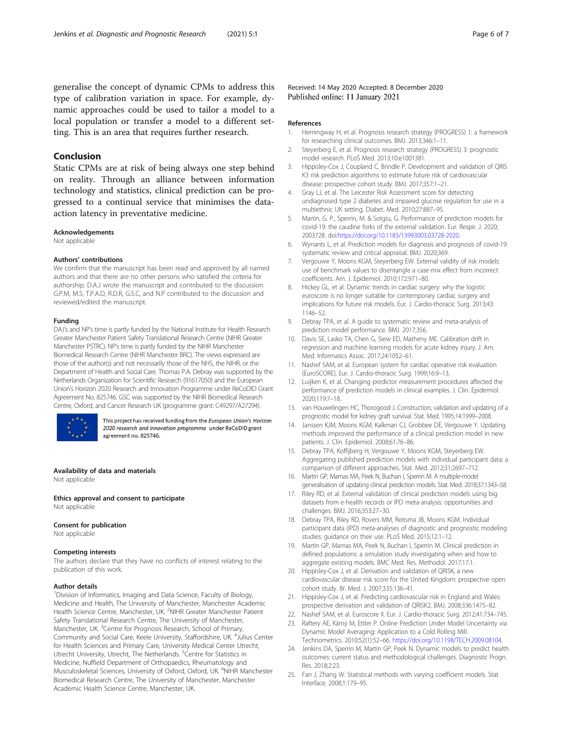generalise the concept of dynamic CPMs to address this type of calibration variation in space. For example, dynamic approaches could be used to tailor a model to a local population or transfer a model to a different setting. This is an area that requires further research.

## Conclusion

Static CPMs are at risk of being always one step behind on reality. Through an alliance between information technology and statistics, clinical prediction can be progressed to a continual service that minimises the data-action latency in preventative medicine.

#### Acknowledgements

Not applicable

#### Authors' contributions

We confirm that the manuscript has been read and approved by all named authors and that there are no other persons who satisfied the criteria for authorship. D.A.J wrote the manuscript and contributed to the discussion. G.P.M, M.S, T.P.A.D, R.D.R, G.S.C, and N.P contributed to the discussion and reviewed/edited the manuscript.

#### Funding

DAJ's and NP's time is partly funded by the National Institute for Health Research Greater Manchester Patient Safety Translational Research Centre (NIHR Greater Manchester PSTRC). NP's time is partly funded by the NIHR Manchester Biomedical Research Centre (NIHR Manchester BRC). The views expressed are those of the author(s) and not necessarily those of the NHS, the NIHR, or the Department of Health and Social Care. Thomas P.A. Debray was supported by the Netherlands Organization for Scientific Research (91617050) and the European Union's Horizon 2020 Research and Innovation Programme under ReCoDID Grant Agreement No. 825746. GSC was supported by the NIHR Biomedical Research Centre, Oxford, and Cancer Research UK (programme grant: C49297/A27294).

This project has received funding from the *European Union's Horizon 2020 research and innovation programme* under ReCoDID grant agreement no. 825746.

#### Availability of data and materials

Not applicable

#### Ethics approval and consent to participate

Not applicable

#### Consent for publication

Not applicable

#### Competing interests

The authors declare that they have no conflicts of interest relating to the publication of this work.

#### Author details

[1]Division of Informatics, Imaging and Data Science, Faculty of Biology, Medicine and Health, The University of Manchester, Manchester Academic Health Science Centre, Manchester, UK. [2]NIHR Greater Manchester Patient Safety Translational Research Centre, The University of Manchester, Manchester, UK. [3]Centre for Prognosis Research, School of Primary, Community and Social Care, Keele University, Staffordshire, UK. [4]Julius Center for Health Sciences and Primary Care, University Medical Center Utrecht, Utrecht University, Utrecht, The Netherlands. [5]Centre for Statistics in Medicine, Nuffield Department of Orthopaedics, Rheumatology and Musculoskeletal Sciences, University of Oxford, Oxford, UK. [6]NIHR Manchester Biomedical Research Centre, The University of Manchester, Manchester Academic Health Science Centre, Manchester, UK.

Received: 14 May 2020 Accepted: 8 December 2020
Published online: 11 January 2021

#### References

1. Hemingway H, et al. Prognosis research strategy (PROGRESS) 1: a framework for researching clinical outcomes. BMJ. 2013;346:1–11.
2. Steyerberg E, et al. Prognosis research strategy (PROGRESS) 3: prognostic model research. PLoS Med. 2013;10:e1001381.
3. Hippisley-Cox J, Coupland C, Brindle P. Development and validation of QRISK3 risk prediction algorithms to estimate future risk of cardiovascular disease: prospective cohort study. BMJ. 2017;357:1–21.
4. Gray LJ, et al. The Leicester Risk Assessment score for detecting undiagnosed type 2 diabetes and impaired glucose regulation for use in a multiethnic UK setting. Diabet. Med. 2010;27:887–95.
5. Martin, G. P., Sperrin, M. & Sotgiu, G. Performance of prediction models for covid-19: the caudine forks of the external validation. Eur. Respir. J. 2020; 2003728. doi:https://doi.org/10.1183/13993003.03728-2020.
6. Wynants L, et al. Prediction models for diagnosis and prognosis of covid-19: systematic review and critical appraisal. BMJ. 2020;369.
7. Vergouwe Y, Moons KGM, Steyerberg EW. External validity of risk models: use of benchmark values to disentangle a case-mix effect from incorrect coefficients. Am. J. Epidemiol. 2010;172:971–80.
8. Hickey GL, et al. Dynamic trends in cardiac surgery: why the logistic euroscore is no longer suitable for contemporary cardiac surgery and implications for future risk models. Eur. J. Cardio-thoracic Surg. 2013;43: 1146–52.
9. Debray TPA, et al. A guide to systematic review and meta-analysis of prediction model performance. BMJ. 2017;356.
10. Davis SE, Lasko TA, Chen G, Siew ED, Matheny ME. Calibration drift in regression and machine learning models for acute kidney injury. J. Am. Med. Informatics Assoc. 2017;24:1052–61.
11. Nashef SAM, et al. European system for cardiac operative risk evaluation (EuroSCORE). Eur. J. Cardio-thoracic Surg. 1999;16:9–13.
12. Luijken K, et al. Changing predictor measurement procedures affected the performance of prediction models in clinical examples. J. Clin. Epidemiol. 2020;119:7–18.
13. van Houwelingen HC, Thorogood J. Construction, validation and updating of a prognostic model for kidney graft survival. Stat. Med. 1995;14:1999–2008.
14. Janssen KJM, Moons KGM, Kalkman CJ, Grobbee DE, Vergouwe Y. Updating methods improved the performance of a clinical prediction model in new patients. J. Clin. Epidemiol. 2008;61:76–86.
15. Debray TPA, Koffijberg H, Vergouwe Y, Moons KGM, Steyerberg EW. Aggregating published prediction models with individual participant data: a comparison of different approaches. Stat. Med. 2012;31:2697–712.
16. Martin GP, Mamas MA, Peek N, Buchan I, Sperrin M. A multiple-model generalisation of updating clinical prediction models. Stat. Med. 2018;37:1343–58.
17. Riley RD, et al. External validation of clinical prediction models using big datasets from e-health records or IPD meta-analysis: opportunities and challenges. BMJ. 2016;353:27–30.
18. Debray TPA, Riley RD, Rovers MM, Reitsma JB, Moons KGM. Individual participant data (IPD) meta-analyses of diagnostic and prognostic modeling studies: guidance on their use. PLoS Med. 2015;12:1–12.
19. Martin GP, Mamas MA, Peek N, Buchan I, Sperrin M. Clinical prediction in defined populations: a simulation study investigating when and how to aggregate existing models. BMC Med. Res. Methodol. 2017;17:1.
20. Hippisley-Cox J, et al. Derivation and validation of QRISK, a new cardiovascular disease risk score for the United Kingdom: prospective open cohort study. Br. Med. J. 2007;335:136–41.
21. Hippisley-Cox J, et al. Predicting cardiovascular risk in England and Wales: prospective derivation and validation of QRISK2. BMJ. 2008;336:1475–82.
22. Nashef SAM, et al. Euroscore II. Eur. J. Cardio-thoracic Surg. 2012;41:734–745.
23. Raftery AE, Kárný M, Ettler P. Online Prediction Under Model Uncertainty via Dynamic Model Averaging: Application to a Cold Rolling Mill. Technometrics. 2010;52(1):52–66. https://doi.org/10.1198/TECH.2009.08104.
24. Jenkins DA, Sperrin M, Martin GP, Peek N. Dynamic models to predict health outcomes: current status and methodological challenges. Diagnostic Progn. Res. 2018;2:23.
25. Fan J, Zhang W. Statistical methods with varying coefficient models. Stat Interface. 2008;1:179–95.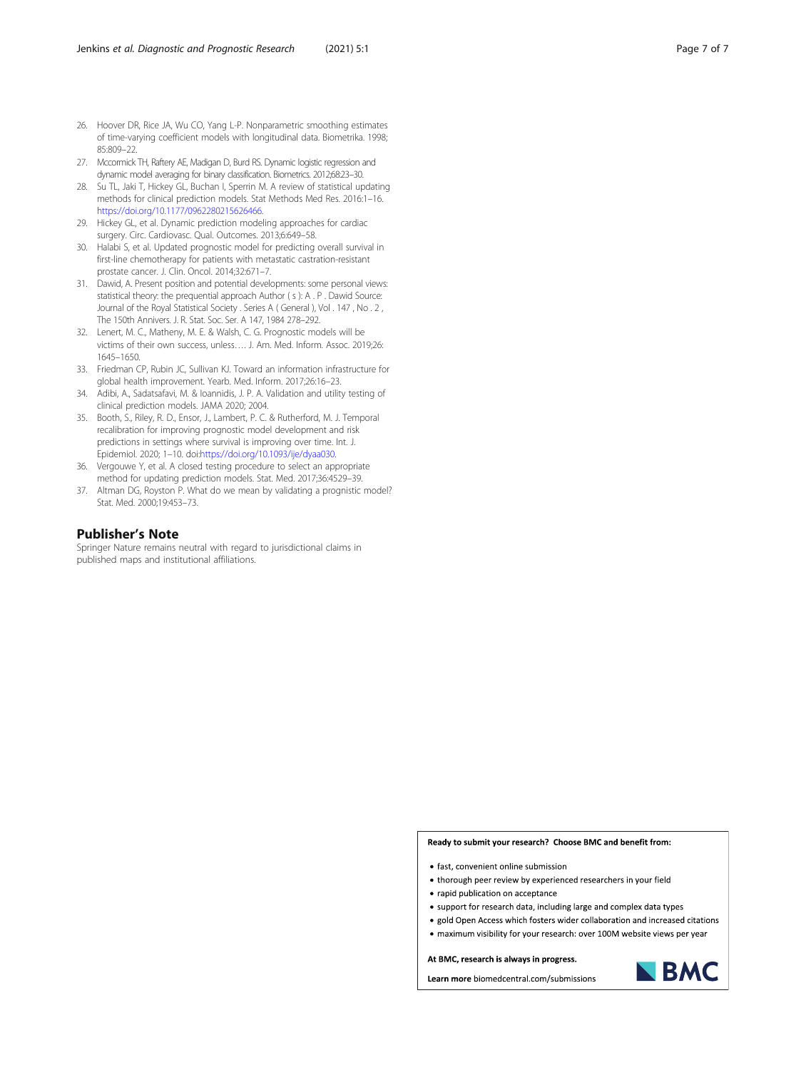26. Hoover DR, Rice JA, Wu CO, Yang L-P. Nonparametric smoothing estimates of time-varying coefficient models with longitudinal data. Biometrika. 1998; 85:809–22.
27. Mccormick TH, Raftery AE, Madigan D, Burd RS. Dynamic logistic regression and dynamic model averaging for binary classification. Biometrics. 2012;68:23–30.
28. Su TL, Jaki T, Hickey GL, Buchan I, Sperrin M. A review of statistical updating methods for clinical prediction models. Stat Methods Med Res. 2016:1–16. https://doi.org/10.1177/0962280215626466.
29. Hickey GL, et al. Dynamic prediction modeling approaches for cardiac surgery. Circ. Cardiovasc. Qual. Outcomes. 2013;6:649–58.
30. Halabi S, et al. Updated prognostic model for predicting overall survival in first-line chemotherapy for patients with metastatic castration-resistant prostate cancer. J. Clin. Oncol. 2014;32:671–7.
31. Dawid, A. Present position and potential developments: some personal views: statistical theory: the prequential approach Author ( s ): A . P . Dawid Source: Journal of the Royal Statistical Society . Series A ( General ), Vol . 147 , No . 2 , The 150th Annivers. J. R. Stat. Soc. Ser. A 147, 1984 278–292.
32. Lenert, M. C., Matheny, M. E. & Walsh, C. G. Prognostic models will be victims of their own success, unless…. J. Am. Med. Inform. Assoc. 2019;26: 1645–1650.
33. Friedman CP, Rubin JC, Sullivan KJ. Toward an information infrastructure for global health improvement. Yearb. Med. Inform. 2017;26:16–23.
34. Adibi, A., Sadatsafavi, M. & Ioannidis, J. P. A. Validation and utility testing of clinical prediction models. JAMA 2020; 2004.
35. Booth, S., Riley, R. D., Ensor, J., Lambert, P. C. & Rutherford, M. J. Temporal recalibration for improving prognostic model development and risk predictions in settings where survival is improving over time. Int. J. Epidemiol. 2020; 1–10. doi:https://doi.org/10.1093/ije/dyaa030.
36. Vergouwe Y, et al. A closed testing procedure to select an appropriate method for updating prediction models. Stat. Med. 2017;36:4529–39.
37. Altman DG, Royston P. What do we mean by validating a prognostic model? Stat. Med. 2000;19:453–73.

## Publisher's Note

Springer Nature remains neutral with regard to jurisdictional claims in published maps and institutional affiliations.

**Ready to submit your research? Choose BMC and benefit from:**

- fast, convenient online submission
- thorough peer review by experienced researchers in your field
- rapid publication on acceptance
- support for research data, including large and complex data types
- gold Open Access which fosters wider collaboration and increased citations
- maximum visibility for your research: over 100M website views per year

**At BMC, research is always in progress.**

**Learn more** biomedcentral.com/submissions

BMC